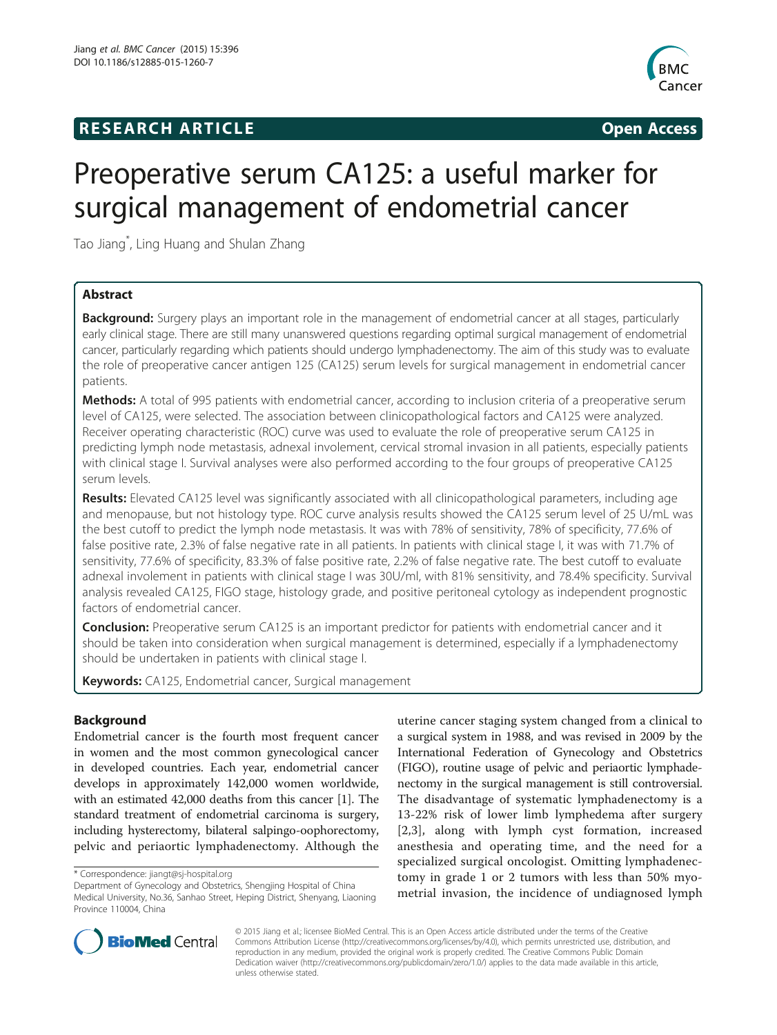RESEARCH ARTICLE Open Access

# Preoperative serum CA125: a useful marker for surgical management of endometrial cancer

Tao Jiang*, Ling Huang and Shulan Zhang

## Abstract

**Background:** Surgery plays an important role in the management of endometrial cancer at all stages, particularly early clinical stage. There are still many unanswered questions regarding optimal surgical management of endometrial cancer, particularly regarding which patients should undergo lymphadenectomy. The aim of this study was to evaluate the role of preoperative cancer antigen 125 (CA125) serum levels for surgical management in endometrial cancer patients.

**Methods:** A total of 995 patients with endometrial cancer, according to inclusion criteria of a preoperative serum level of CA125, were selected. The association between clinicopathological factors and CA125 were analyzed. Receiver operating characteristic (ROC) curve was used to evaluate the role of preoperative serum CA125 in predicting lymph node metastasis, adnexal involement, cervical stromal invasion in all patients, especially patients with clinical stage I. Survival analyses were also performed according to the four groups of preoperative CA125 serum levels.

**Results:** Elevated CA125 level was significantly associated with all clinicopathological parameters, including age and menopause, but not histology type. ROC curve analysis results showed the CA125 serum level of 25 U/mL was the best cutoff to predict the lymph node metastasis. It was with 78% of sensitivity, 78% of specificity, 77.6% of false positive rate, 2.3% of false negative rate in all patients. In patients with clinical stage I, it was with 71.7% of sensitivity, 77.6% of specificity, 83.3% of false positive rate, 2.2% of false negative rate. The best cutoff to evaluate adnexal involement in patients with clinical stage I was 30U/ml, with 81% sensitivity, and 78.4% specificity. Survival analysis revealed CA125, FIGO stage, histology grade, and positive peritoneal cytology as independent prognostic factors of endometrial cancer.

**Conclusion:** Preoperative serum CA125 is an important predictor for patients with endometrial cancer and it should be taken into consideration when surgical management is determined, especially if a lymphadenectomy should be undertaken in patients with clinical stage I.

**Keywords:** CA125, Endometrial cancer, Surgical management

## Background

Endometrial cancer is the fourth most frequent cancer in women and the most common gynecological cancer in developed countries. Each year, endometrial cancer develops in approximately 142,000 women worldwide, with an estimated 42,000 deaths from this cancer [1]. The standard treatment of endometrial carcinoma is surgery, including hysterectomy, bilateral salpingo-oophorectomy, pelvic and periaortic lymphadenectomy. Although the uterine cancer staging system changed from a clinical to a surgical system in 1988, and was revised in 2009 by the International Federation of Gynecology and Obstetrics (FIGO), routine usage of pelvic and periaortic lymphadenectomy in the surgical management is still controversial. The disadvantage of systematic lymphadenectomy is a 13-22% risk of lower limb lymphedema after surgery [2,3], along with lymph cyst formation, increased anesthesia and operating time, and the need for a specialized surgical oncologist. Omitting lymphadenectomy in grade 1 or 2 tumors with less than 50% myometrial invasion, the incidence of undiagnosed lymph

* Correspondence: jiangt@sj-hospital.org
Department of Gynecology and Obstetrics, Shengjing Hospital of China Medical University, No.36, Sanhao Street, Heping District, Shenyang, Liaoning Province 110004, China

© 2015 Jiang et al.; licensee BioMed Central. This is an Open Access article distributed under the terms of the Creative Commons Attribution License (http://creativecommons.org/licenses/by/4.0), which permits unrestricted use, distribution, and reproduction in any medium, provided the original work is properly credited. The Creative Commons Public Domain Dedication waiver (http://creativecommons.org/publicdomain/zero/1.0/) applies to the data made available in this article, unless otherwise stated.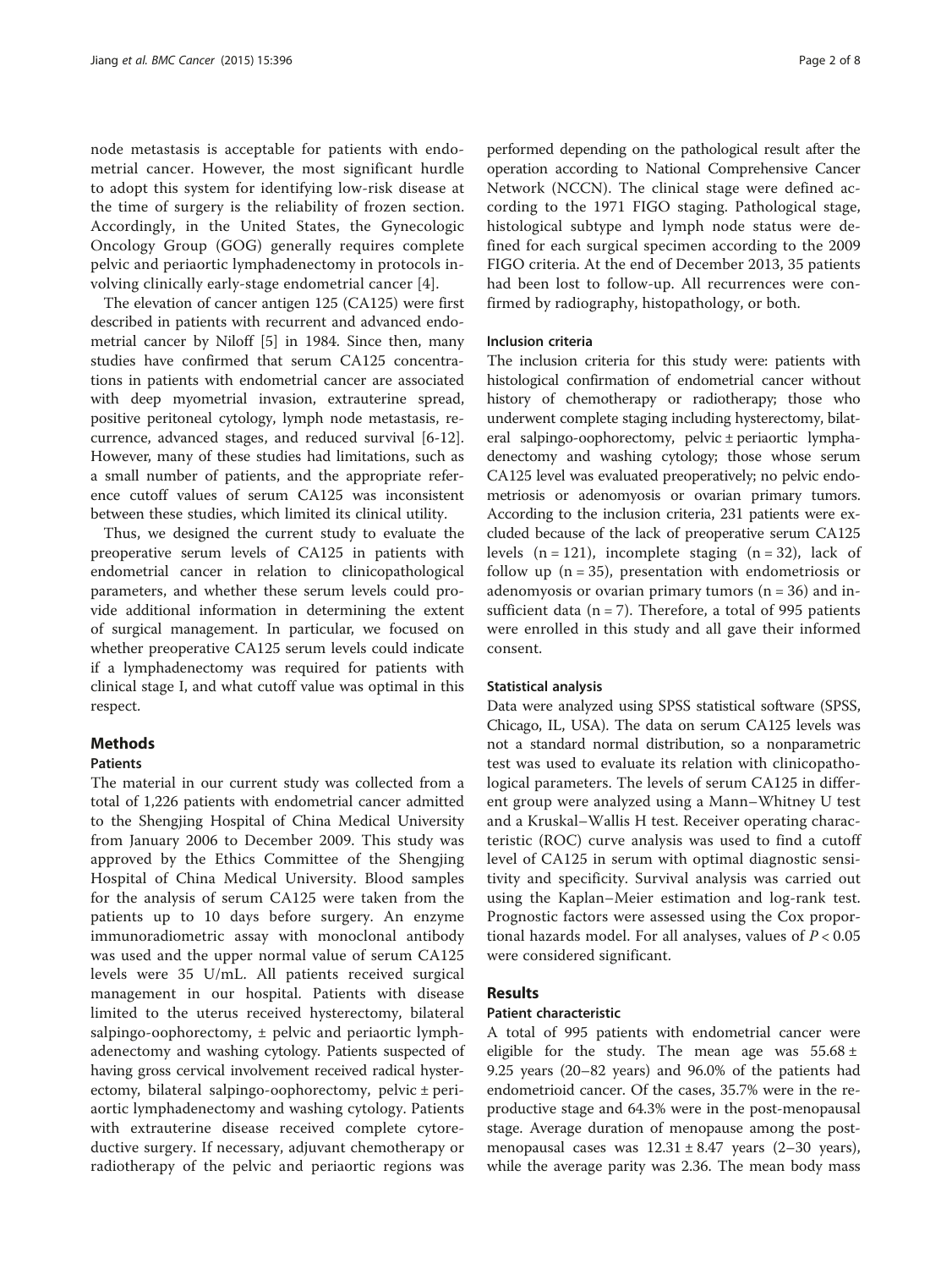node metastasis is acceptable for patients with endometrial cancer. However, the most significant hurdle to adopt this system for identifying low-risk disease at the time of surgery is the reliability of frozen section. Accordingly, in the United States, the Gynecologic Oncology Group (GOG) generally requires complete pelvic and periaortic lymphadenectomy in protocols involving clinically early-stage endometrial cancer [4].

The elevation of cancer antigen 125 (CA125) were first described in patients with recurrent and advanced endometrial cancer by Niloff [5] in 1984. Since then, many studies have confirmed that serum CA125 concentrations in patients with endometrial cancer are associated with deep myometrial invasion, extrauterine spread, positive peritoneal cytology, lymph node metastasis, recurrence, advanced stages, and reduced survival [6-12]. However, many of these studies had limitations, such as a small number of patients, and the appropriate reference cutoff values of serum CA125 was inconsistent between these studies, which limited its clinical utility.

Thus, we designed the current study to evaluate the preoperative serum levels of CA125 in patients with endometrial cancer in relation to clinicopathological parameters, and whether these serum levels could provide additional information in determining the extent of surgical management. In particular, we focused on whether preoperative CA125 serum levels could indicate if a lymphadenectomy was required for patients with clinical stage I, and what cutoff value was optimal in this respect.

## Methods

### Patients

The material in our current study was collected from a total of 1,226 patients with endometrial cancer admitted to the Shengjing Hospital of China Medical University from January 2006 to December 2009. This study was approved by the Ethics Committee of the Shengjing Hospital of China Medical University. Blood samples for the analysis of serum CA125 were taken from the patients up to 10 days before surgery. An enzyme immunoradiometric assay with monoclonal antibody was used and the upper normal value of serum CA125 levels were 35 U/mL. All patients received surgical management in our hospital. Patients with disease limited to the uterus received hysterectomy, bilateral salpingo-oophorectomy, ± pelvic and periaortic lymphadenectomy and washing cytology. Patients suspected of having gross cervical involvement received radical hysterectomy, bilateral salpingo-oophorectomy, pelvic ± periaortic lymphadenectomy and washing cytology. Patients with extrauterine disease received complete cytoreductive surgery. If necessary, adjuvant chemotherapy or radiotherapy of the pelvic and periaortic regions was performed depending on the pathological result after the operation according to National Comprehensive Cancer Network (NCCN). The clinical stage were defined according to the 1971 FIGO staging. Pathological stage, histological subtype and lymph node status were defined for each surgical specimen according to the 2009 FIGO criteria. At the end of December 2013, 35 patients had been lost to follow-up. All recurrences were confirmed by radiography, histopathology, or both.

### Inclusion criteria

The inclusion criteria for this study were: patients with histological confirmation of endometrial cancer without history of chemotherapy or radiotherapy; those who underwent complete staging including hysterectomy, bilateral salpingo-oophorectomy, pelvic ± periaortic lymphadenectomy and washing cytology; those whose serum CA125 level was evaluated preoperatively; no pelvic endometriosis or adenomyosis or ovarian primary tumors. According to the inclusion criteria, 231 patients were excluded because of the lack of preoperative serum CA125 levels (n = 121), incomplete staging (n = 32), lack of follow up (n = 35), presentation with endometriosis or adenomyosis or ovarian primary tumors (n = 36) and insufficient data (n = 7). Therefore, a total of 995 patients were enrolled in this study and all gave their informed consent.

### Statistical analysis

Data were analyzed using SPSS statistical software (SPSS, Chicago, IL, USA). The data on serum CA125 levels was not a standard normal distribution, so a nonparametric test was used to evaluate its relation with clinicopathological parameters. The levels of serum CA125 in different group were analyzed using a Mann–Whitney U test and a Kruskal–Wallis H test. Receiver operating characteristic (ROC) curve analysis was used to find a cutoff level of CA125 in serum with optimal diagnostic sensitivity and specificity. Survival analysis was carried out using the Kaplan–Meier estimation and log-rank test. Prognostic factors were assessed using the Cox proportional hazards model. For all analyses, values of $P < 0.05$ were considered significant.

## Results

### Patient characteristic

A total of 995 patients with endometrial cancer were eligible for the study. The mean age was 55.68 ± 9.25 years (20–82 years) and 96.0% of the patients had endometrioid cancer. Of the cases, 35.7% were in the reproductive stage and 64.3% were in the post-menopausal stage. Average duration of menopause among the post-menopausal cases was 12.31 ± 8.47 years (2–30 years), while the average parity was 2.36. The mean body mass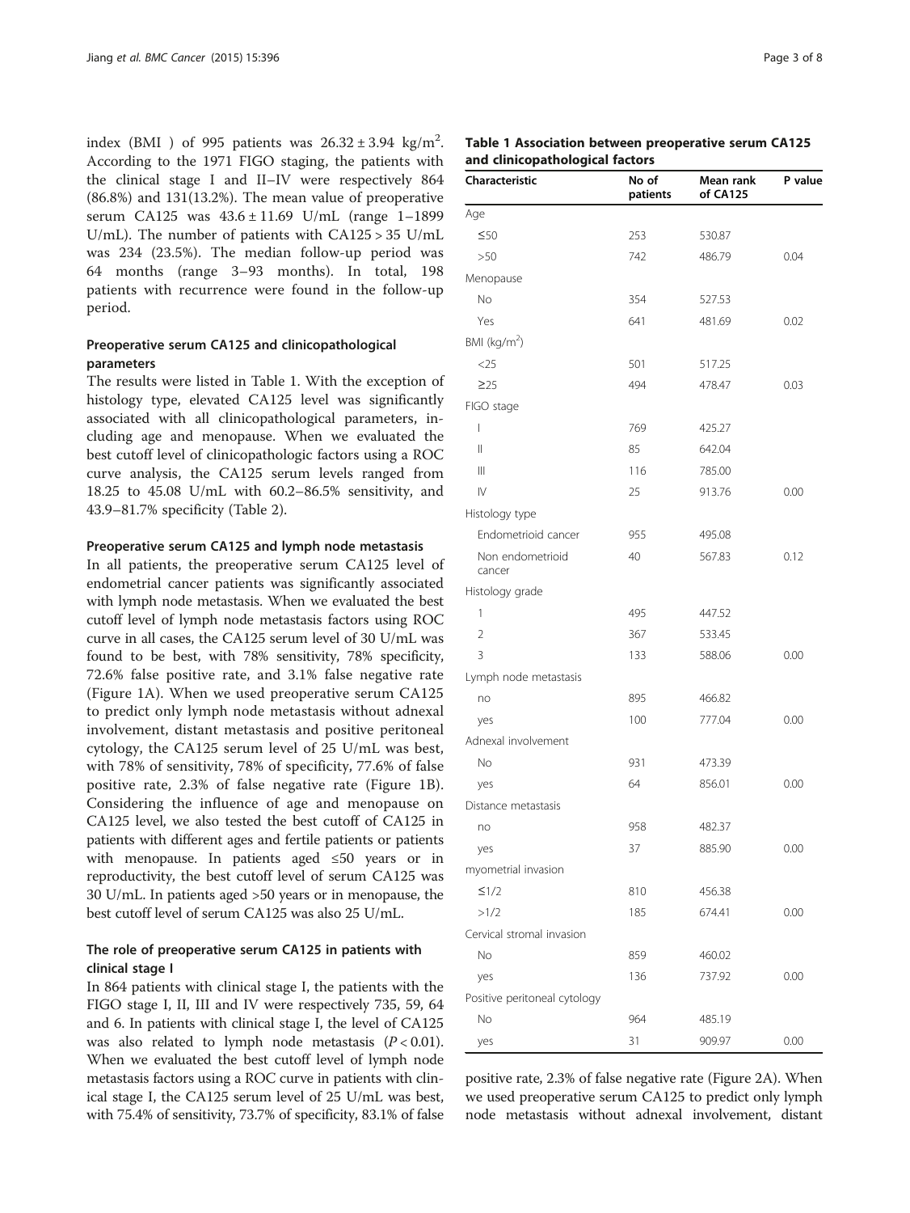index (BMI ) of 995 patients was $26.32 \pm 3.94$ kg/m$^2$. According to the 1971 FIGO staging, the patients with the clinical stage I and II–IV were respectively 864 (86.8%) and 131(13.2%). The mean value of preoperative serum CA125 was $43.6 \pm 11.69$ U/mL (range 1–1899 U/mL). The number of patients with CA125 > 35 U/mL was 234 (23.5%). The median follow-up period was 64 months (range 3–93 months). In total, 198 patients with recurrence were found in the follow-up period.

### Preoperative serum CA125 and clinicopathological parameters

The results were listed in Table 1. With the exception of histology type, elevated CA125 level was significantly associated with all clinicopathological parameters, including age and menopause. When we evaluated the best cutoff level of clinicopathologic factors using a ROC curve analysis, the CA125 serum levels ranged from 18.25 to 45.08 U/mL with 60.2–86.5% sensitivity, and 43.9–81.7% specificity (Table 2).

#### Preoperative serum CA125 and lymph node metastasis

In all patients, the preoperative serum CA125 level of endometrial cancer patients was significantly associated with lymph node metastasis. When we evaluated the best cutoff level of lymph node metastasis factors using ROC curve in all cases, the CA125 serum level of 30 U/mL was found to be best, with 78% sensitivity, 78% specificity, 72.6% false positive rate, and 3.1% false negative rate (Figure 1A). When we used preoperative serum CA125 to predict only lymph node metastasis without adnexal involvement, distant metastasis and positive peritoneal cytology, the CA125 serum level of 25 U/mL was best, with 78% of sensitivity, 78% of specificity, 77.6% of false positive rate, 2.3% of false negative rate (Figure 1B). Considering the influence of age and menopause on CA125 level, we also tested the best cutoff of CA125 in patients with different ages and fertile patients or patients with menopause. In patients aged ≤50 years or in reproductivity, the best cutoff level of serum CA125 was 30 U/mL. In patients aged >50 years or in menopause, the best cutoff level of serum CA125 was also 25 U/mL.

### The role of preoperative serum CA125 in patients with clinical stage I

In 864 patients with clinical stage I, the patients with the FIGO stage I, II, III and IV were respectively 735, 59, 64 and 6. In patients with clinical stage I, the level of CA125 was also related to lymph node metastasis ($P < 0.01$). When we evaluated the best cutoff level of lymph node metastasis factors using a ROC curve in patients with clinical stage I, the CA125 serum level of 25 U/mL was best, with 75.4% of sensitivity, 73.7% of specificity, 83.1% of false positive rate, 2.3% of false negative rate (Figure 2A). When we used preoperative serum CA125 to predict only lymph node metastasis without adnexal involvement, distant

**Table 1 Association between preoperative serum CA125 and clinicopathological factors**

| Characteristic | No of patients | Mean rank of CA125 | P value |
|---|---|---|---|
| Age | | | |
| ≤50 | 253 | 530.87 | |
| >50 | 742 | 486.79 | 0.04 |
| Menopause | | | |
| No | 354 | 527.53 | |
| Yes | 641 | 481.69 | 0.02 |
| BMI (kg/m$^2$) | | | |
| <25 | 501 | 517.25 | |
| ≥25 | 494 | 478.47 | 0.03 |
| FIGO stage | | | |
| I | 769 | 425.27 | |
| II | 85 | 642.04 | |
| III | 116 | 785.00 | |
| IV | 25 | 913.76 | 0.00 |
| Histology type | | | |
| Endometrioid cancer | 955 | 495.08 | |
| Non endometrioid cancer | 40 | 567.83 | 0.12 |
| Histology grade | | | |
| 1 | 495 | 447.52 | |
| 2 | 367 | 533.45 | |
| 3 | 133 | 588.06 | 0.00 |
| Lymph node metastasis | | | |
| no | 895 | 466.82 | |
| yes | 100 | 777.04 | 0.00 |
| Adnexal involvement | | | |
| No | 931 | 473.39 | |
| yes | 64 | 856.01 | 0.00 |
| Distance metastasis | | | |
| no | 958 | 482.37 | |
| yes | 37 | 885.90 | 0.00 |
| myometrial invasion | | | |
| ≤1/2 | 810 | 456.38 | |
| >1/2 | 185 | 674.41 | 0.00 |
| Cervical stromal invasion | | | |
| No | 859 | 460.02 | |
| yes | 136 | 737.92 | 0.00 |
| Positive peritoneal cytology | | | |
| No | 964 | 485.19 | |
| yes | 31 | 909.97 | 0.00 |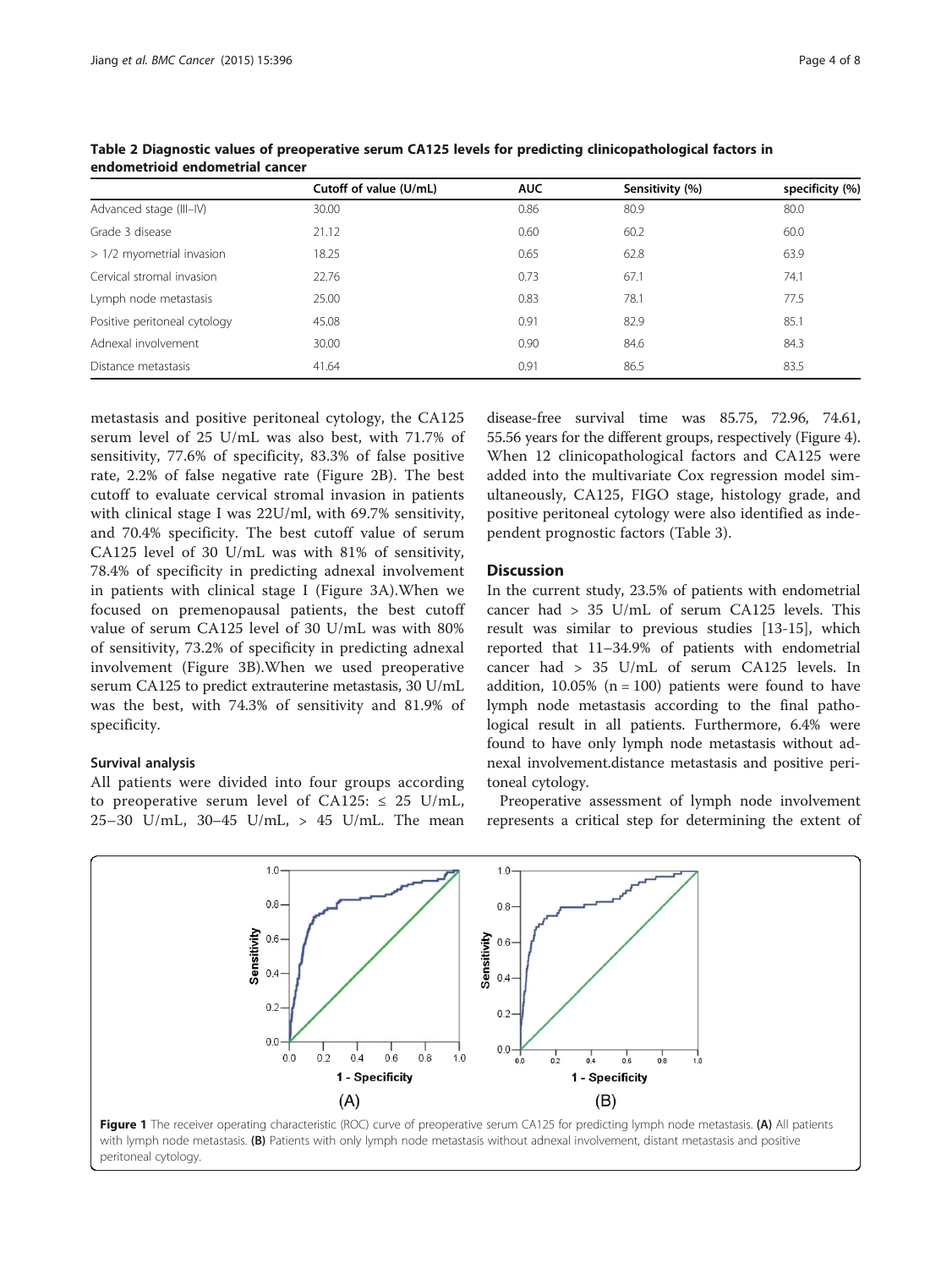**Table 2 Diagnostic values of preoperative serum CA125 levels for predicting clinicopathological factors in endometrioid endometrial cancer**

| | Cutoff of value (U/mL) | AUC | Sensitivity (%) | specificity (%) |
|---|---|---|---|---|
| Advanced stage (III–IV) | 30.00 | 0.86 | 80.9 | 80.0 |
| Grade 3 disease | 21.12 | 0.60 | 60.2 | 60.0 |
| > 1/2 myometrial invasion | 18.25 | 0.65 | 62.8 | 63.9 |
| Cervical stromal invasion | 22.76 | 0.73 | 67.1 | 74.1 |
| Lymph node metastasis | 25.00 | 0.83 | 78.1 | 77.5 |
| Positive peritoneal cytology | 45.08 | 0.91 | 82.9 | 85.1 |
| Adnexal involvement | 30.00 | 0.90 | 84.6 | 84.3 |
| Distance metastasis | 41.64 | 0.91 | 86.5 | 83.5 |

metastasis and positive peritoneal cytology, the CA125 serum level of 25 U/mL was also best, with 71.7% of sensitivity, 77.6% of specificity, 83.3% of false positive rate, 2.2% of false negative rate (Figure 2B). The best cutoff to evaluate cervical stromal invasion in patients with clinical stage I was 22U/ml, with 69.7% sensitivity, and 70.4% specificity. The best cutoff value of serum CA125 level of 30 U/mL was with 81% of sensitivity, 78.4% of specificity in predicting adnexal involvement in patients with clinical stage I (Figure 3A).When we focused on premenopausal patients, the best cutoff value of serum CA125 level of 30 U/mL was with 80% of sensitivity, 73.2% of specificity in predicting adnexal involvement (Figure 3B).When we used preoperative serum CA125 to predict extrauterine metastasis, 30 U/mL was the best, with 74.3% of sensitivity and 81.9% of specificity.

### Survival analysis

All patients were divided into four groups according to preoperative serum level of CA125: ≤ 25 U/mL, 25–30 U/mL, 30–45 U/mL, > 45 U/mL. The mean disease-free survival time was 85.75, 72.96, 74.61, 55.56 years for the different groups, respectively (Figure 4). When 12 clinicopathological factors and CA125 were added into the multivariate Cox regression model simultaneously, CA125, FIGO stage, histology grade, and positive peritoneal cytology were also identified as independent prognostic factors (Table 3).

## Discussion

In the current study, 23.5% of patients with endometrial cancer had > 35 U/mL of serum CA125 levels. This result was similar to previous studies [13-15], which reported that 11–34.9% of patients with endometrial cancer had > 35 U/mL of serum CA125 levels. In addition, 10.05% (n = 100) patients were found to have lymph node metastasis according to the final pathological result in all patients. Furthermore, 6.4% were found to have only lymph node metastasis without adnexal involvement.distance metastasis and positive peritoneal cytology.

Preoperative assessment of lymph node involvement represents a critical step for determining the extent of

**Figure 1** The receiver operating characteristic (ROC) curve of preoperative serum CA125 for predicting lymph node metastasis. **(A)** All patients with lymph node metastasis. **(B)** Patients with only lymph node metastasis without adnexal involvement, distant metastasis and positive peritoneal cytology.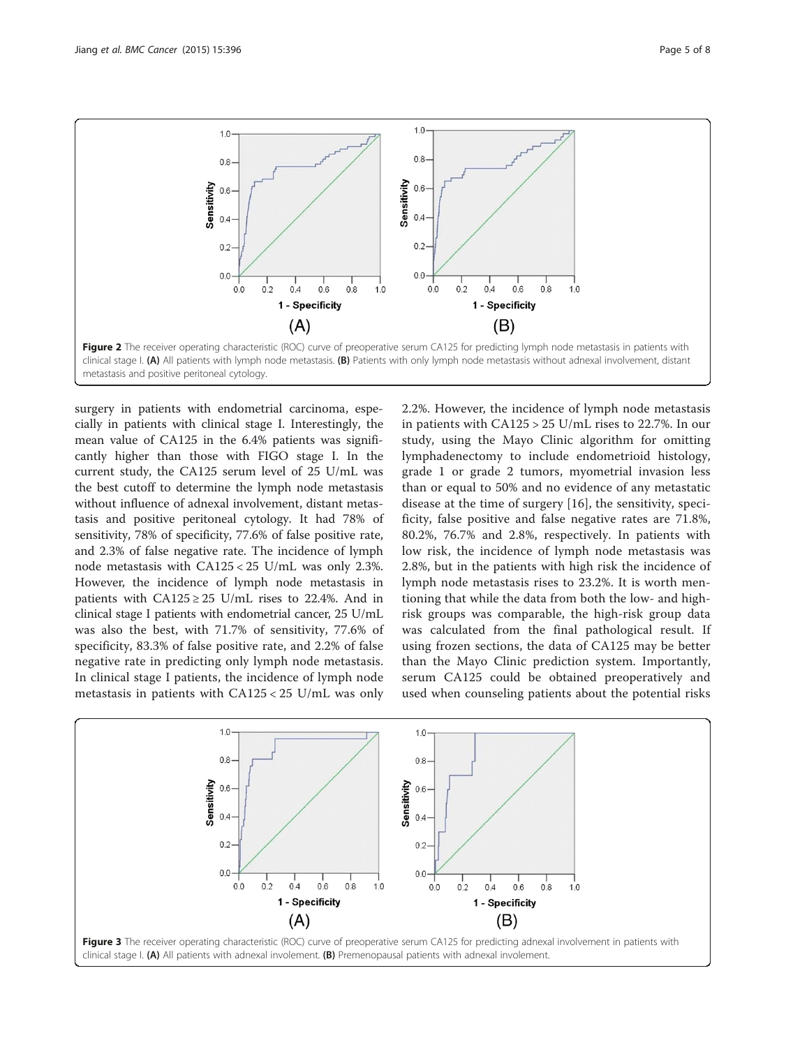Figure 2 The receiver operating characteristic (ROC) curve of preoperative serum CA125 for predicting lymph node metastasis in patients with clinical stage I. **(A)** All patients with lymph node metastasis. **(B)** Patients with only lymph node metastasis without adnexal involvement, distant metastasis and positive peritoneal cytology.

surgery in patients with endometrial carcinoma, especially in patients with clinical stage I. Interestingly, the mean value of CA125 in the 6.4% patients was significantly higher than those with FIGO stage I. In the current study, the CA125 serum level of 25 U/mL was the best cutoff to determine the lymph node metastasis without influence of adnexal involvement, distant metastasis and positive peritoneal cytology. It had 78% of sensitivity, 78% of specificity, 77.6% of false positive rate, and 2.3% of false negative rate. The incidence of lymph node metastasis with CA125 < 25 U/mL was only 2.3%. However, the incidence of lymph node metastasis in patients with CA125 ≥ 25 U/mL rises to 22.4%. And in clinical stage I patients with endometrial cancer, 25 U/mL was also the best, with 71.7% of sensitivity, 77.6% of specificity, 83.3% of false positive rate, and 2.2% of false negative rate in predicting only lymph node metastasis. In clinical stage I patients, the incidence of lymph node metastasis in patients with CA125 < 25 U/mL was only 2.2%. However, the incidence of lymph node metastasis in patients with CA125 > 25 U/mL rises to 22.7%. In our study, using the Mayo Clinic algorithm for omitting lymphadenectomy to include endometrioid histology, grade 1 or grade 2 tumors, myometrial invasion less than or equal to 50% and no evidence of any metastatic disease at the time of surgery [16], the sensitivity, specificity, false positive and false negative rates are 71.8%, 80.2%, 76.7% and 2.8%, respectively. In patients with low risk, the incidence of lymph node metastasis was 2.8%, but in the patients with high risk the incidence of lymph node metastasis rises to 23.2%. It is worth mentioning that while the data from both the low- and high-risk groups was comparable, the high-risk group data was calculated from the final pathological result. If using frozen sections, the data of CA125 may be better than the Mayo Clinic prediction system. Importantly, serum CA125 could be obtained preoperatively and used when counseling patients about the potential risks

Figure 3 The receiver operating characteristic (ROC) curve of preoperative serum CA125 for predicting adnexal involvement in patients with clinical stage I. **(A)** All patients with adnexal involement. **(B)** Premenopausal patients with adnexal involement.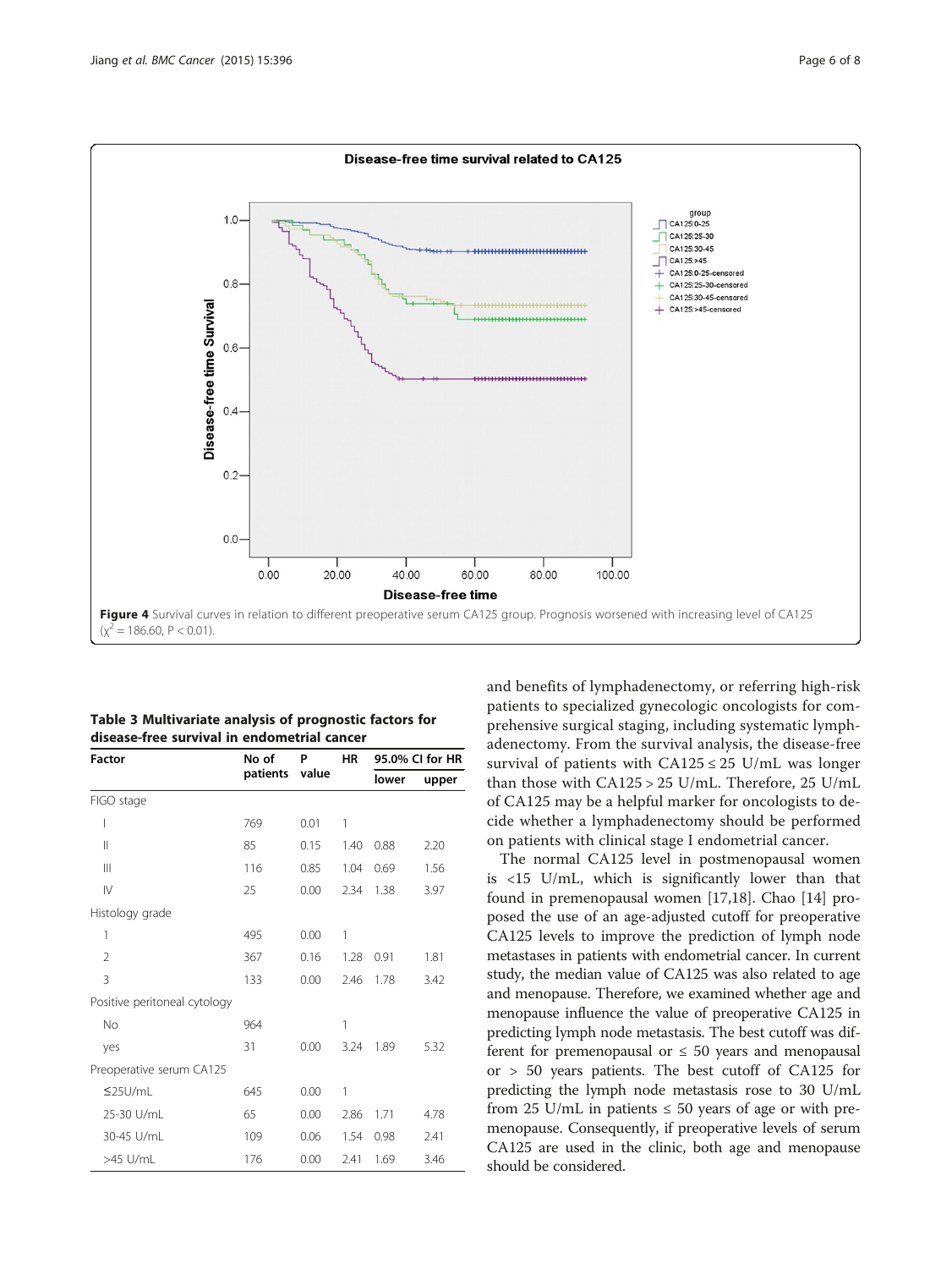**Figure 4** Survival curves in relation to different preoperative serum CA125 group. Prognosis worsened with increasing level of CA125 ($\chi^2$ = 186.60, P < 0.01).

**Table 3 Multivariate analysis of prognostic factors for disease-free survival in endometrial cancer**

| Factor | No of patients | P value | HR | 95.0% CI for HR | |
|---|---|---|---|---|---|
| | | | | lower | upper |
| FIGO stage | | | | | |
| I | 769 | 0.01 | 1 | | |
| II | 85 | 0.15 | 1.40 | 0.88 | 2.20 |
| III | 116 | 0.85 | 1.04 | 0.69 | 1.56 |
| IV | 25 | 0.00 | 2.34 | 1.38 | 3.97 |
| Histology grade | | | | | |
| 1 | 495 | 0.00 | 1 | | |
| 2 | 367 | 0.16 | 1.28 | 0.91 | 1.81 |
| 3 | 133 | 0.00 | 2.46 | 1.78 | 3.42 |
| Positive peritoneal cytology | | | | | |
| No | 964 | | 1 | | |
| yes | 31 | 0.00 | 3.24 | 1.89 | 5.32 |
| Preoperative serum CA125 | | | | | |
| ≤25U/mL | 645 | 0.00 | 1 | | |
| 25-30 U/mL | 65 | 0.00 | 2.86 | 1.71 | 4.78 |
| 30-45 U/mL | 109 | 0.06 | 1.54 | 0.98 | 2.41 |
| >45 U/mL | 176 | 0.00 | 2.41 | 1.69 | 3.46 |

and benefits of lymphadenectomy, or referring high-risk patients to specialized gynecologic oncologists for comprehensive surgical staging, including systematic lymphadenectomy. From the survival analysis, the disease-free survival of patients with CA125 ≤ 25 U/mL was longer than those with CA125 > 25 U/mL. Therefore, 25 U/mL of CA125 may be a helpful marker for oncologists to decide whether a lymphadenectomy should be performed on patients with clinical stage I endometrial cancer.

The normal CA125 level in postmenopausal women is <15 U/mL, which is significantly lower than that found in premenopausal women [17,18]. Chao [14] proposed the use of an age-adjusted cutoff for preoperative CA125 levels to improve the prediction of lymph node metastases in patients with endometrial cancer. In current study, the median value of CA125 was also related to age and menopause. Therefore, we examined whether age and menopause influence the value of preoperative CA125 in predicting lymph node metastasis. The best cutoff was different for premenopausal or ≤ 50 years and menopausal or > 50 years patients. The best cutoff of CA125 for predicting the lymph node metastasis rose to 30 U/mL from 25 U/mL in patients ≤ 50 years of age or with premenopause. Consequently, if preoperative levels of serum CA125 are used in the clinic, both age and menopause should be considered.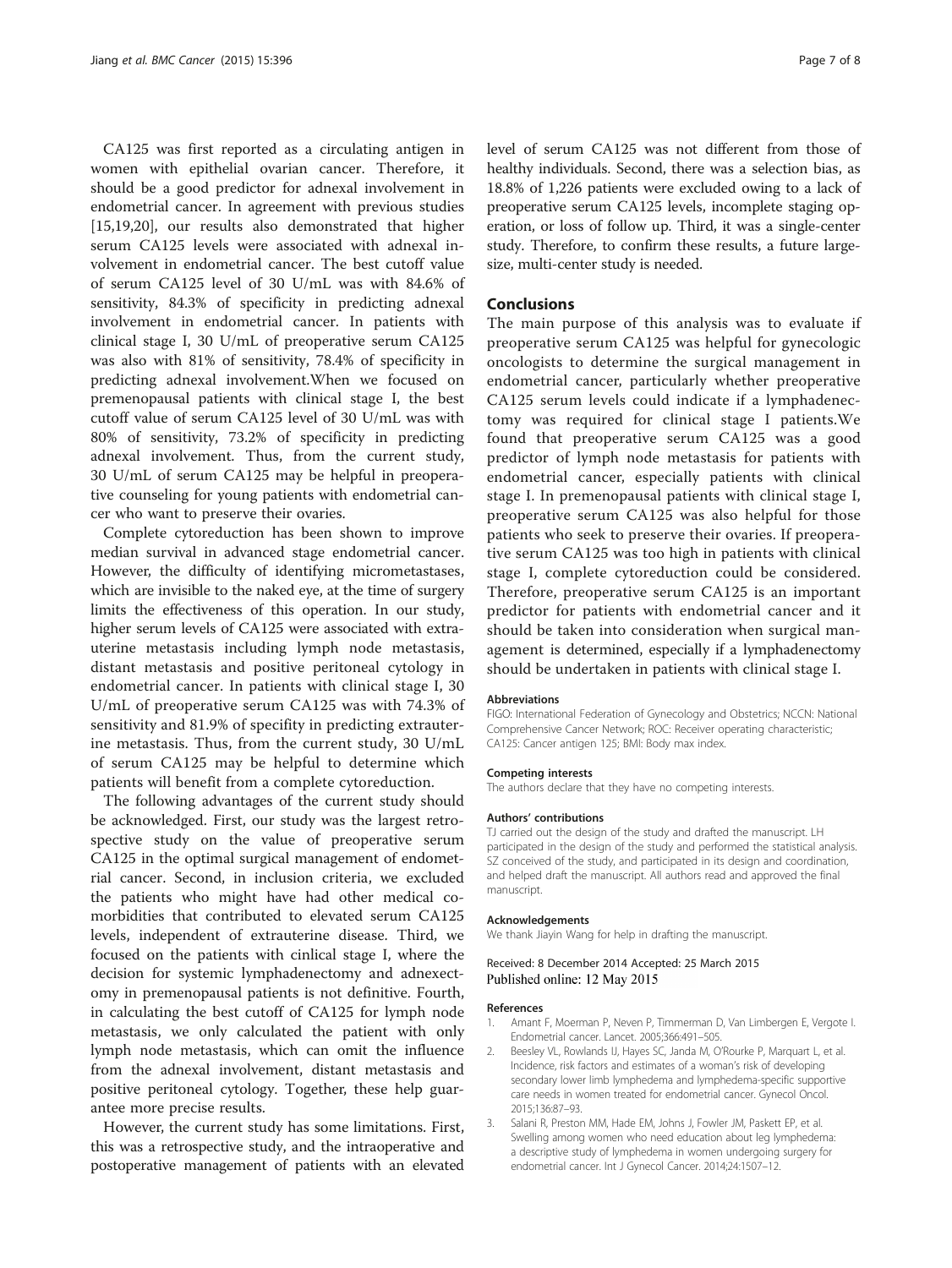CA125 was first reported as a circulating antigen in women with epithelial ovarian cancer. Therefore, it should be a good predictor for adnexal involvement in endometrial cancer. In agreement with previous studies [15,19,20], our results also demonstrated that higher serum CA125 levels were associated with adnexal involvement in endometrial cancer. The best cutoff value of serum CA125 level of 30 U/mL was with 84.6% of sensitivity, 84.3% of specificity in predicting adnexal involvement in endometrial cancer. In patients with clinical stage I, 30 U/mL of preoperative serum CA125 was also with 81% of sensitivity, 78.4% of specificity in predicting adnexal involvement.When we focused on premenopausal patients with clinical stage I, the best cutoff value of serum CA125 level of 30 U/mL was with 80% of sensitivity, 73.2% of specificity in predicting adnexal involvement. Thus, from the current study, 30 U/mL of serum CA125 may be helpful in preoperative counseling for young patients with endometrial cancer who want to preserve their ovaries.

Complete cytoreduction has been shown to improve median survival in advanced stage endometrial cancer. However, the difficulty of identifying micrometastases, which are invisible to the naked eye, at the time of surgery limits the effectiveness of this operation. In our study, higher serum levels of CA125 were associated with extrauterine metastasis including lymph node metastasis, distant metastasis and positive peritoneal cytology in endometrial cancer. In patients with clinical stage I, 30 U/mL of preoperative serum CA125 was with 74.3% of sensitivity and 81.9% of specifity in predicting extrauterine metastasis. Thus, from the current study, 30 U/mL of serum CA125 may be helpful to determine which patients will benefit from a complete cytoreduction.

The following advantages of the current study should be acknowledged. First, our study was the largest retrospective study on the value of preoperative serum CA125 in the optimal surgical management of endometrial cancer. Second, in inclusion criteria, we excluded the patients who might have had other medical comorbidities that contributed to elevated serum CA125 levels, independent of extrauterine disease. Third, we focused on the patients with cinlical stage I, where the decision for systemic lymphadenectomy and adnexectomy in premenopausal patients is not definitive. Fourth, in calculating the best cutoff of CA125 for lymph node metastasis, we only calculated the patient with only lymph node metastasis, which can omit the influence from the adnexal involvement, distant metastasis and positive peritoneal cytology. Together, these help guarantee more precise results.

However, the current study has some limitations. First, this was a retrospective study, and the intraoperative and postoperative management of patients with an elevated level of serum CA125 was not different from those of healthy individuals. Second, there was a selection bias, as 18.8% of 1,226 patients were excluded owing to a lack of preoperative serum CA125 levels, incomplete staging operation, or loss of follow up. Third, it was a single-center study. Therefore, to confirm these results, a future large-size, multi-center study is needed.

## Conclusions

The main purpose of this analysis was to evaluate if preoperative serum CA125 was helpful for gynecologic oncologists to determine the surgical management in endometrial cancer, particularly whether preoperative CA125 serum levels could indicate if a lymphadenectomy was required for clinical stage I patients.We found that preoperative serum CA125 was a good predictor of lymph node metastasis for patients with endometrial cancer, especially patients with clinical stage I. In premenopausal patients with clinical stage I, preoperative serum CA125 was also helpful for those patients who seek to preserve their ovaries. If preoperative serum CA125 was too high in patients with clinical stage I, complete cytoreduction could be considered. Therefore, preoperative serum CA125 is an important predictor for patients with endometrial cancer and it should be taken into consideration when surgical management is determined, especially if a lymphadenectomy should be undertaken in patients with clinical stage I.

#### Abbreviations

FIGO: International Federation of Gynecology and Obstetrics; NCCN: National Comprehensive Cancer Network; ROC: Receiver operating characteristic; CA125: Cancer antigen 125; BMI: Body max index.

#### Competing interests

The authors declare that they have no competing interests.

#### Authors' contributions

TJ carried out the design of the study and drafted the manuscript. LH participated in the design of the study and performed the statistical analysis. SZ conceived of the study, and participated in its design and coordination, and helped draft the manuscript. All authors read and approved the final manuscript.

#### Acknowledgements

We thank Jiayin Wang for help in drafting the manuscript.

Received: 8 December 2014 Accepted: 25 March 2015
Published online: 12 May 2015

#### References

1. Amant F, Moerman P, Neven P, Timmerman D, Van Limbergen E, Vergote I. Endometrial cancer. Lancet. 2005;366:491–505.
2. Beesley VL, Rowlands IJ, Hayes SC, Janda M, O'Rourke P, Marquart L, et al. Incidence, risk factors and estimates of a woman's risk of developing secondary lower limb lymphedema and lymphedema-specific supportive care needs in women treated for endometrial cancer. Gynecol Oncol. 2015;136:87–93.
3. Salani R, Preston MM, Hade EM, Johns J, Fowler JM, Paskett EP, et al. Swelling among women who need education about leg lymphedema: a descriptive study of lymphedema in women undergoing surgery for endometrial cancer. Int J Gynecol Cancer. 2014;24:1507–12.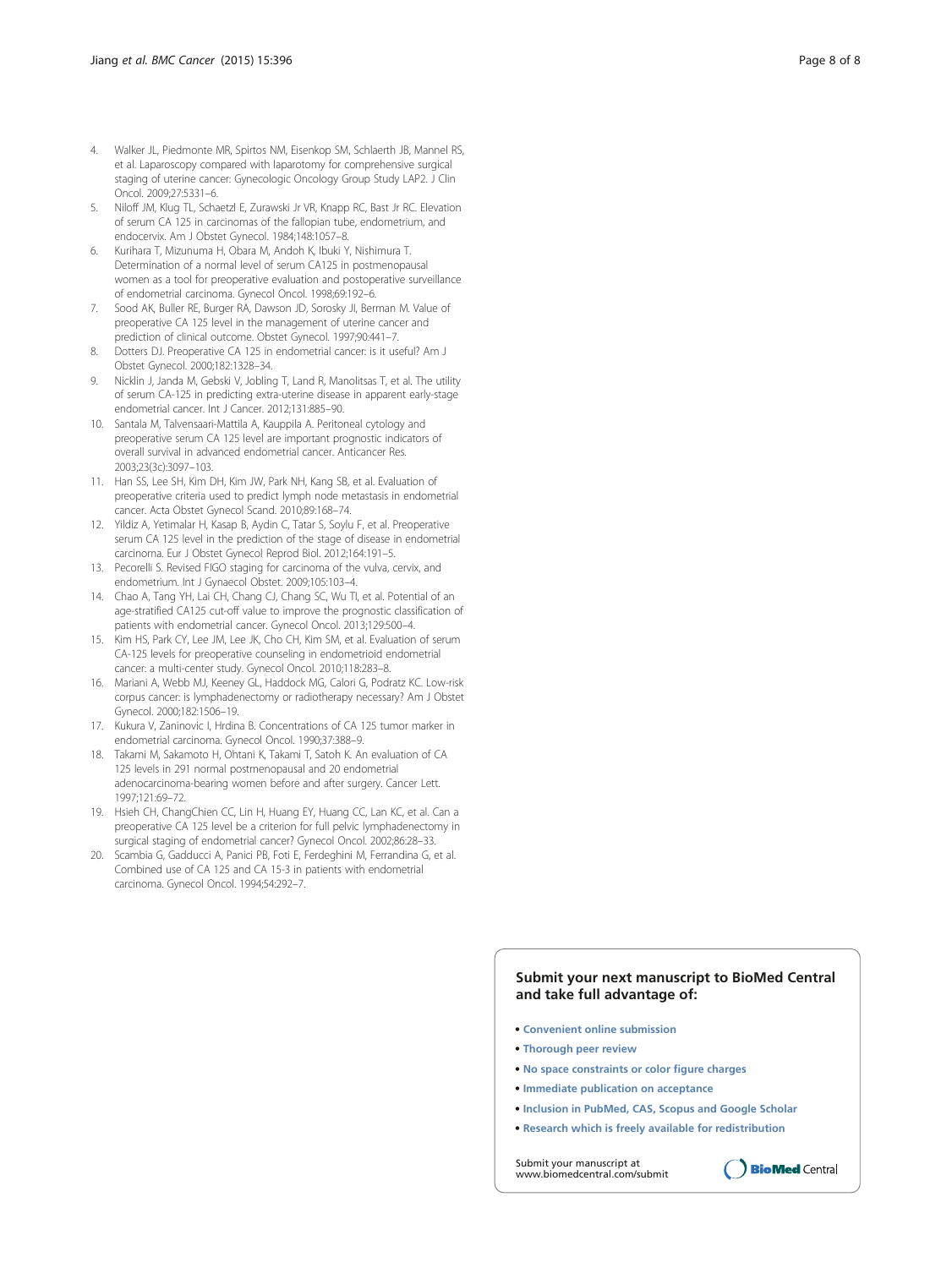4. Walker JL, Piedmonte MR, Spirtos NM, Eisenkop SM, Schlaerth JB, Mannel RS, et al. Laparoscopy compared with laparotomy for comprehensive surgical staging of uterine cancer: Gynecologic Oncology Group Study LAP2. J Clin Oncol. 2009;27:5331–6.
5. Niloff JM, Klug TL, Schaetzl E, Zurawski Jr VR, Knapp RC, Bast Jr RC. Elevation of serum CA 125 in carcinomas of the fallopian tube, endometrium, and endocervix. Am J Obstet Gynecol. 1984;148:1057–8.
6. Kurihara T, Mizunuma H, Obara M, Andoh K, Ibuki Y, Nishimura T. Determination of a normal level of serum CA125 in postmenopausal women as a tool for preoperative evaluation and postoperative surveillance of endometrial carcinoma. Gynecol Oncol. 1998;69:192–6.
7. Sood AK, Buller RE, Burger RA, Dawson JD, Sorosky JI, Berman M. Value of preoperative CA 125 level in the management of uterine cancer and prediction of clinical outcome. Obstet Gynecol. 1997;90:441–7.
8. Dotters DJ. Preoperative CA 125 in endometrial cancer: is it useful? Am J Obstet Gynecol. 2000;182:1328–34.
9. Nicklin J, Janda M, Gebski V, Jobling T, Land R, Manolitsas T, et al. The utility of serum CA-125 in predicting extra-uterine disease in apparent early-stage endometrial cancer. Int J Cancer. 2012;131:885–90.
10. Santala M, Talvensaari-Mattila A, Kauppila A. Peritoneal cytology and preoperative serum CA 125 level are important prognostic indicators of overall survival in advanced endometrial cancer. Anticancer Res. 2003;23(3c):3097–103.
11. Han SS, Lee SH, Kim DH, Kim JW, Park NH, Kang SB, et al. Evaluation of preoperative criteria used to predict lymph node metastasis in endometrial cancer. Acta Obstet Gynecol Scand. 2010;89:168–74.
12. Yildiz A, Yetimalar H, Kasap B, Aydin C, Tatar S, Soylu F, et al. Preoperative serum CA 125 level in the prediction of the stage of disease in endometrial carcinoma. Eur J Obstet Gynecol Reprod Biol. 2012;164:191–5.
13. Pecorelli S. Revised FIGO staging for carcinoma of the vulva, cervix, and endometrium. Int J Gynaecol Obstet. 2009;105:103–4.
14. Chao A, Tang YH, Lai CH, Chang CJ, Chang SC, Wu TI, et al. Potential of an age-stratified CA125 cut-off value to improve the prognostic classification of patients with endometrial cancer. Gynecol Oncol. 2013;129:500–4.
15. Kim HS, Park CY, Lee JM, Lee JK, Cho CH, Kim SM, et al. Evaluation of serum CA-125 levels for preoperative counseling in endometrioid endometrial cancer: a multi-center study. Gynecol Oncol. 2010;118:283–8.
16. Mariani A, Webb MJ, Keeney GL, Haddock MG, Calori G, Podratz KC. Low-risk corpus cancer: is lymphadenectomy or radiotherapy necessary? Am J Obstet Gynecol. 2000;182:1506–19.
17. Kukura V, Zaninovic I, Hrdina B. Concentrations of CA 125 tumor marker in endometrial carcinoma. Gynecol Oncol. 1990;37:388–9.
18. Takami M, Sakamoto H, Ohtani K, Takami T, Satoh K. An evaluation of CA 125 levels in 291 normal postmenopausal and 20 endometrial adenocarcinoma-bearing women before and after surgery. Cancer Lett. 1997;121:69–72.
19. Hsieh CH, ChangChien CC, Lin H, Huang EY, Huang CC, Lan KC, et al. Can a preoperative CA 125 level be a criterion for full pelvic lymphadenectomy in surgical staging of endometrial cancer? Gynecol Oncol. 2002;86:28–33.
20. Scambia G, Gadducci A, Panici PB, Foti E, Ferdeghini M, Ferrandina G, et al. Combined use of CA 125 and CA 15-3 in patients with endometrial carcinoma. Gynecol Oncol. 1994;54:292–7.

**Submit your next manuscript to BioMed Central and take full advantage of:**

- **Convenient online submission**
- **Thorough peer review**
- **No space constraints or color figure charges**
- **Immediate publication on acceptance**
- **Inclusion in PubMed, CAS, Scopus and Google Scholar**
- **Research which is freely available for redistribution**

Submit your manuscript at
www.biomedcentral.com/submit

BioMed Central